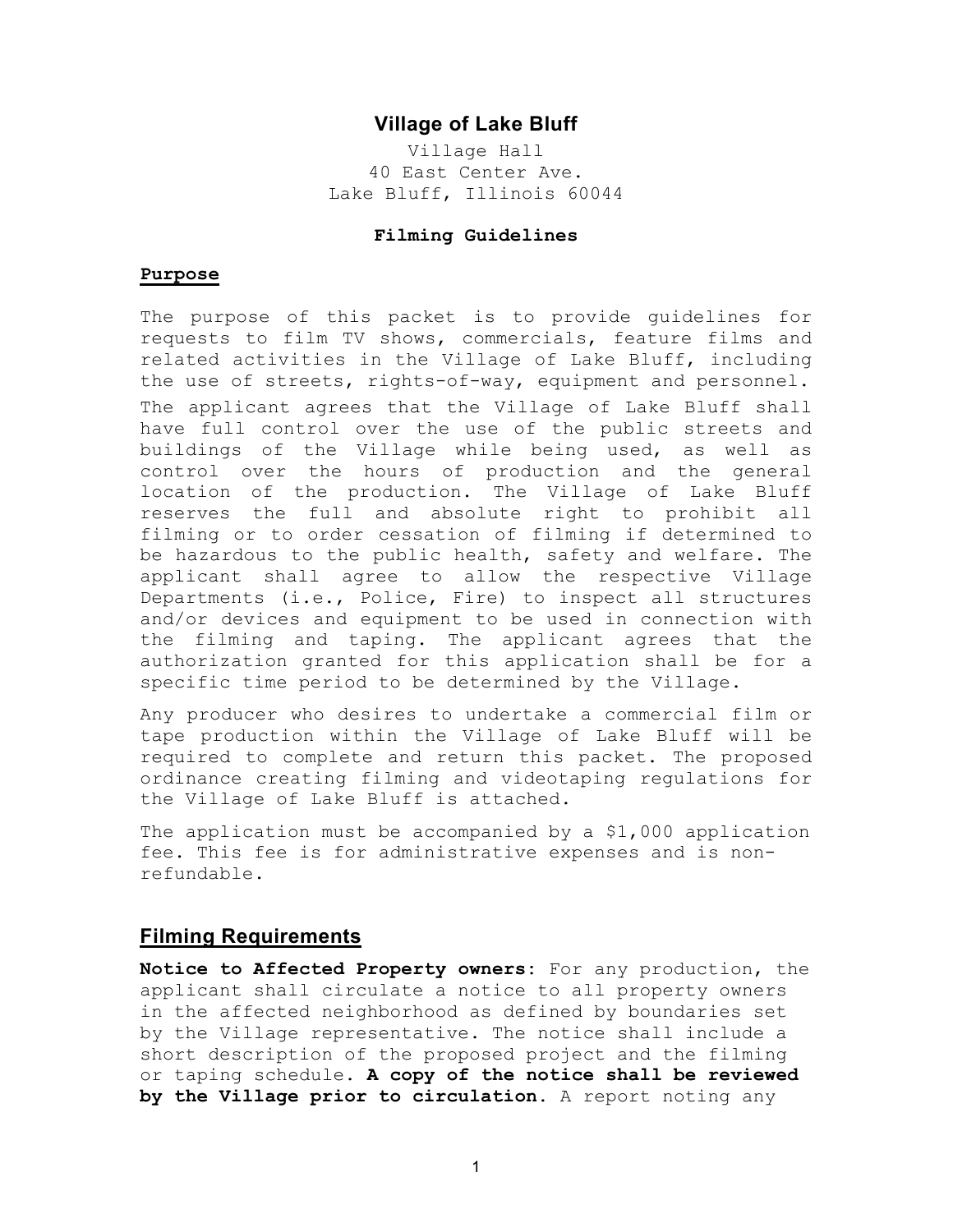# Village of Lake Bluff

Village Hall
40 East Center Ave.
Lake Bluff, Illinois 60044

**Filming Guidelines**

## Purpose

The purpose of this packet is to provide guidelines for requests to film TV shows, commercials, feature films and related activities in the Village of Lake Bluff, including the use of streets, rights-of-way, equipment and personnel.

The applicant agrees that the Village of Lake Bluff shall have full control over the use of the public streets and buildings of the Village while being used, as well as control over the hours of production and the general location of the production. The Village of Lake Bluff reserves the full and absolute right to prohibit all filming or to order cessation of filming if determined to be hazardous to the public health, safety and welfare. The applicant shall agree to allow the respective Village Departments (i.e., Police, Fire) to inspect all structures and/or devices and equipment to be used in connection with the filming and taping. The applicant agrees that the authorization granted for this application shall be for a specific time period to be determined by the Village.

Any producer who desires to undertake a commercial film or tape production within the Village of Lake Bluff will be required to complete and return this packet. The proposed ordinance creating filming and videotaping regulations for the Village of Lake Bluff is attached.

The application must be accompanied by a $1,000 application fee. This fee is for administrative expenses and is non-refundable.

## Filming Requirements

**Notice to Affected Property owners:** For any production, the applicant shall circulate a notice to all property owners in the affected neighborhood as defined by boundaries set by the Village representative. The notice shall include a short description of the proposed project and the filming or taping schedule. **A copy of the notice shall be reviewed by the Village prior to circulation.** A report noting any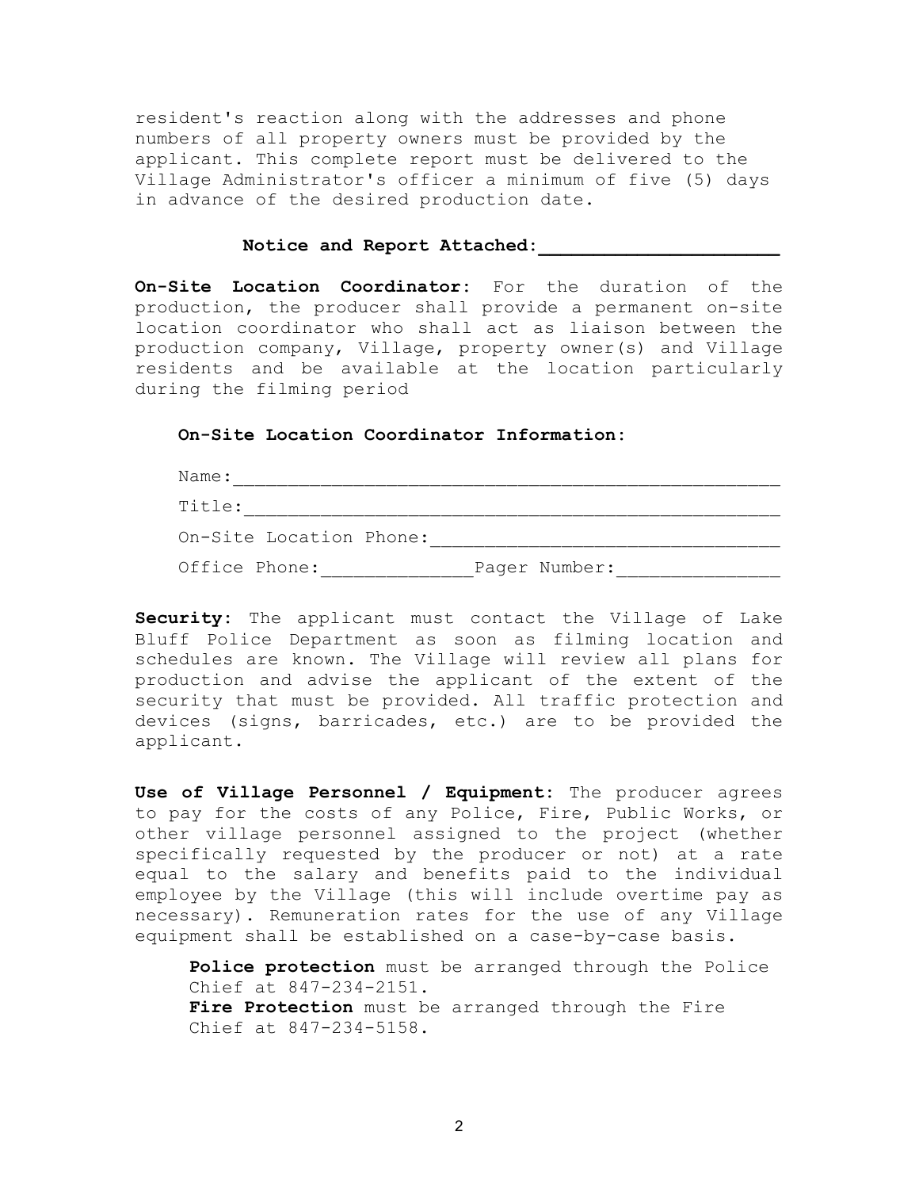resident's reaction along with the addresses and phone numbers of all property owners must be provided by the applicant. This complete report must be delivered to the Village Administrator's officer a minimum of five (5) days in advance of the desired production date.

**Notice and Report Attached:\_\_\_\_\_\_\_\_\_\_\_\_\_\_\_\_\_\_\_\_\_\_**

**On-Site Location Coordinator:** For the duration of the production, the producer shall provide a permanent on-site location coordinator who shall act as liaison between the production company, Village, property owner(s) and Village residents and be available at the location particularly during the filming period

**On-Site Location Coordinator Information:**

Name:\_\_\_\_\_\_\_\_\_\_\_\_\_\_\_\_\_\_\_\_\_\_\_\_\_\_\_\_\_\_\_\_\_\_\_\_\_\_\_\_\_\_\_\_\_\_\_\_\_\_

Title:\_\_\_\_\_\_\_\_\_\_\_\_\_\_\_\_\_\_\_\_\_\_\_\_\_\_\_\_\_\_\_\_\_\_\_\_\_\_\_\_\_\_\_\_\_\_\_\_\_\_

On-Site Location Phone:\_\_\_\_\_\_\_\_\_\_\_\_\_\_\_\_\_\_\_\_\_\_\_\_\_\_\_\_\_\_\_\_

Office Phone:\_\_\_\_\_\_\_\_\_\_\_\_\_\_Pager Number:\_\_\_\_\_\_\_\_\_\_\_\_\_\_\_

**Security:** The applicant must contact the Village of Lake Bluff Police Department as soon as filming location and schedules are known. The Village will review all plans for production and advise the applicant of the extent of the security that must be provided. All traffic protection and devices (signs, barricades, etc.) are to be provided the applicant.

**Use of Village Personnel / Equipment:** The producer agrees to pay for the costs of any Police, Fire, Public Works, or other village personnel assigned to the project (whether specifically requested by the producer or not) at a rate equal to the salary and benefits paid to the individual employee by the Village (this will include overtime pay as necessary). Remuneration rates for the use of any Village equipment shall be established on a case-by-case basis.

**Police protection** must be arranged through the Police Chief at 847-234-2151.
**Fire Protection** must be arranged through the Fire Chief at 847-234-5158.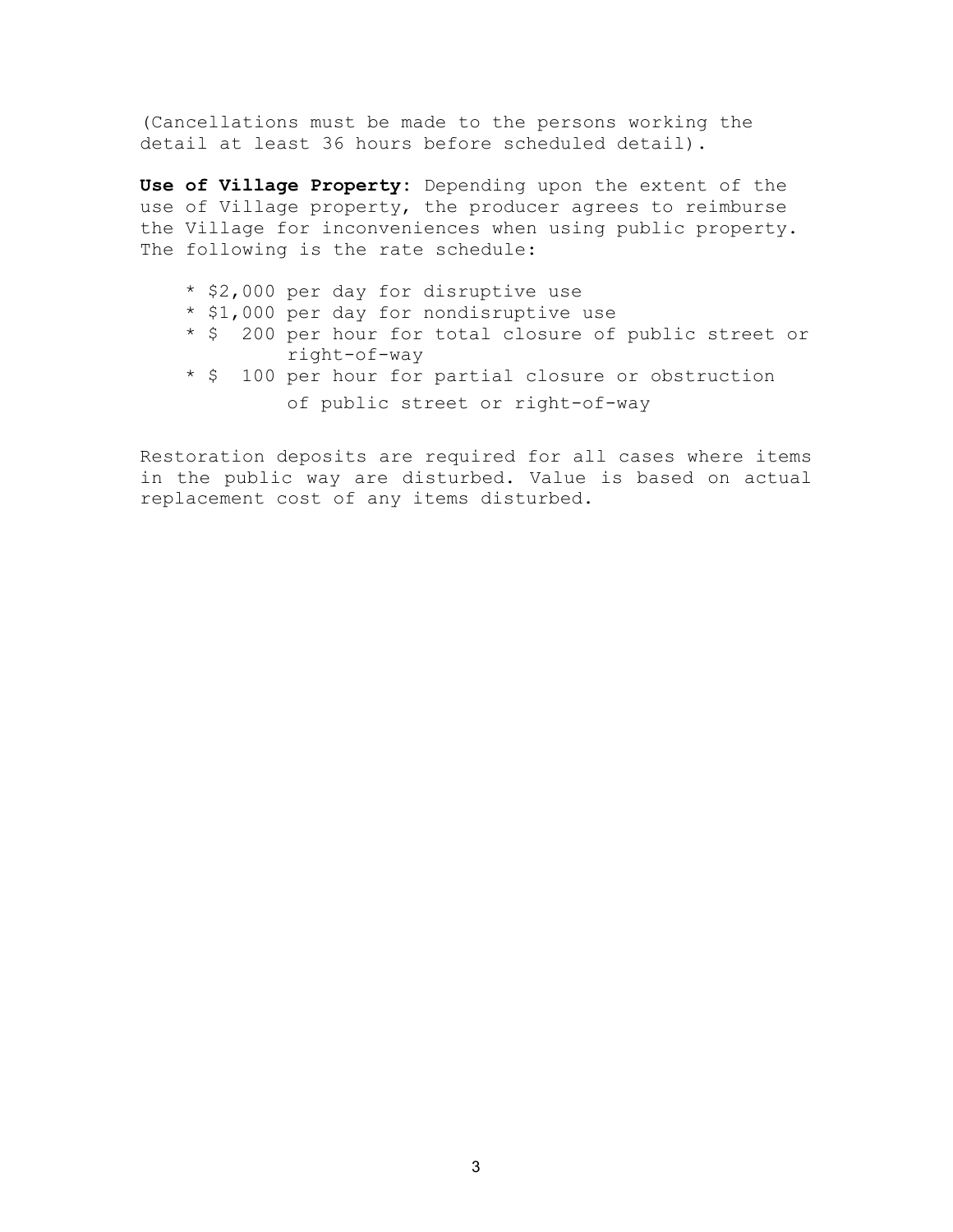(Cancellations must be made to the persons working the detail at least 36 hours before scheduled detail).

**Use of Village Property**: Depending upon the extent of the use of Village property, the producer agrees to reimburse the Village for inconveniences when using public property. The following is the rate schedule:

* $2,000 per day for disruptive use
* $1,000 per day for nondisruptive use
* $ 200 per hour for total closure of public street or right-of-way
* $ 100 per hour for partial closure or obstruction of public street or right-of-way

Restoration deposits are required for all cases where items in the public way are disturbed. Value is based on actual replacement cost of any items disturbed.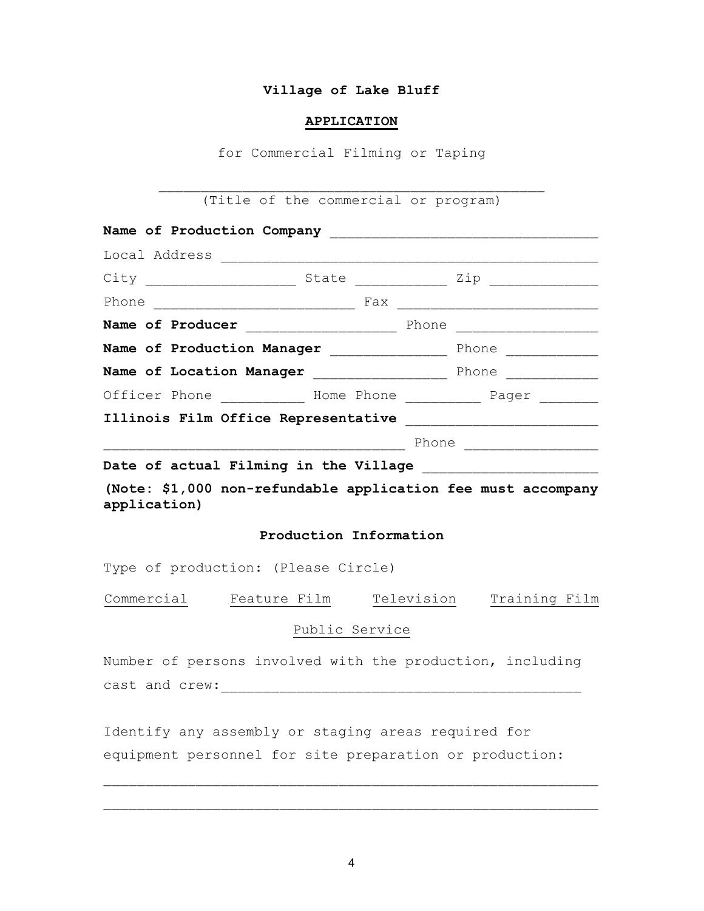**Village of Lake Bluff**

**APPLICATION**

for Commercial Filming or Taping

_______________________________________________
(Title of the commercial or program)

**Name of Production Company** ________________________________

Local Address _____________________________________________

City _________________ State ___________ Zip _____________

Phone ________________________ Fax _________________________

**Name of Producer** _________________ Phone _________________

**Name of Production Manager** ______________ Phone ___________

**Name of Location Manager** ________________ Phone ___________

Officer Phone __________ Home Phone _________ Pager _______

**Illinois Film Office Representative** _______________________

____________________________________ Phone ________________

**Date of actual Filming in the Village** ____________________

**(Note: $1,000 non-refundable application fee must accompany application)**

**Production Information**

Type of production: (Please Circle)

Commercial    Feature Film    Television    Training Film

Public Service

Number of persons involved with the production, including cast and crew:__________________________________________

Identify any assembly or staging areas required for equipment personnel for site preparation or production:

___________________________________________________________

___________________________________________________________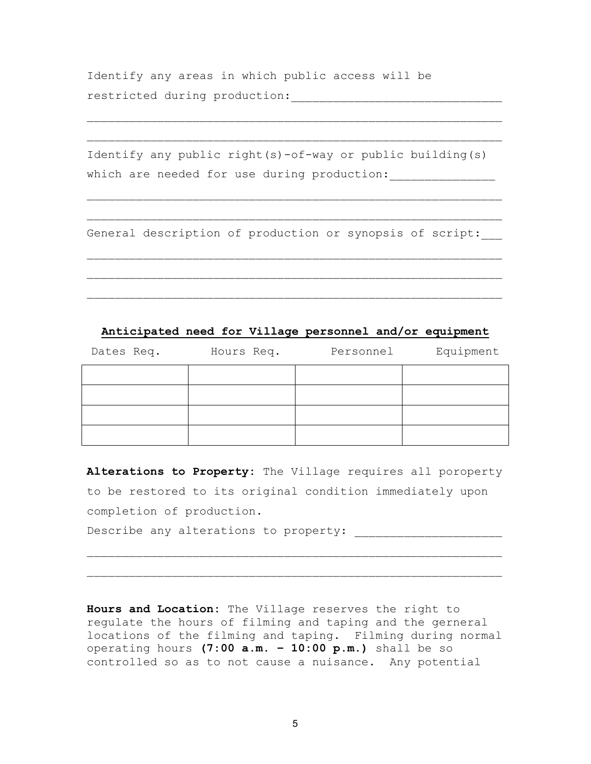Identify any areas in which public access will be restricted during production:______________________________

____________________________________________________________

____________________________________________________________

Identify any public right(s)-of-way or public building(s) which are needed for use during production:_______________

____________________________________________________________

____________________________________________________________

General description of production or synopsis of script:___

____________________________________________________________

____________________________________________________________

____________________________________________________________

**Anticipated need for Village personnel and/or equipment**

| Dates Req. | Hours Req. | Personnel | Equipment |
|---|---|---|---|
| | | | |
| | | | |
| | | | |
| | | | |

**Alterations to Property**: The Village requires all poroperty to be restored to its original condition immediately upon completion of production.

Describe any alterations to property: _____________________

____________________________________________________________

____________________________________________________________

**Hours and Location**: The Village reserves the right to regulate the hours of filming and taping and the gerneral locations of the filming and taping. Filming during normal operating hours **(7:00 a.m. – 10:00 p.m.)** shall be so controlled so as to not cause a nuisance. Any potential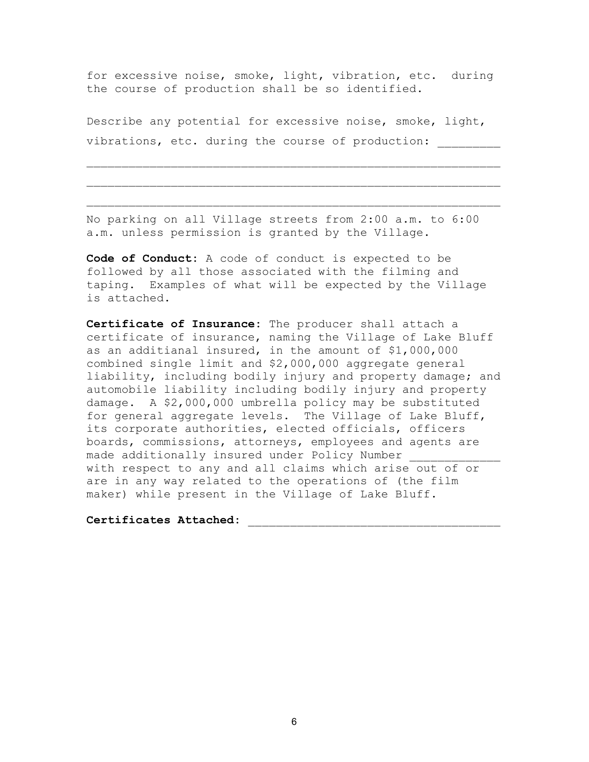for excessive noise, smoke, light, vibration, etc. during the course of production shall be so identified.

Describe any potential for excessive noise, smoke, light, vibrations, etc. during the course of production: _________

___________________________________________________________

___________________________________________________________

___________________________________________________________

No parking on all Village streets from 2:00 a.m. to 6:00 a.m. unless permission is granted by the Village.

**Code of Conduct:** A code of conduct is expected to be followed by all those associated with the filming and taping. Examples of what will be expected by the Village is attached.

**Certificate of Insurance:** The producer shall attach a certificate of insurance, naming the Village of Lake Bluff as an additianal insured, in the amount of $1,000,000 combined single limit and $2,000,000 aggregate general liability, including bodily injury and property damage; and automobile liability including bodily injury and property damage. A $2,000,000 umbrella policy may be substituted for general aggregate levels. The Village of Lake Bluff, its corporate authorities, elected officials, officers boards, commissions, attorneys, employees and agents are made additionally insured under Policy Number _____________ with respect to any and all claims which arise out of or are in any way related to the operations of (the film maker) while present in the Village of Lake Bluff.

**Certificates Attached:** ____________________________________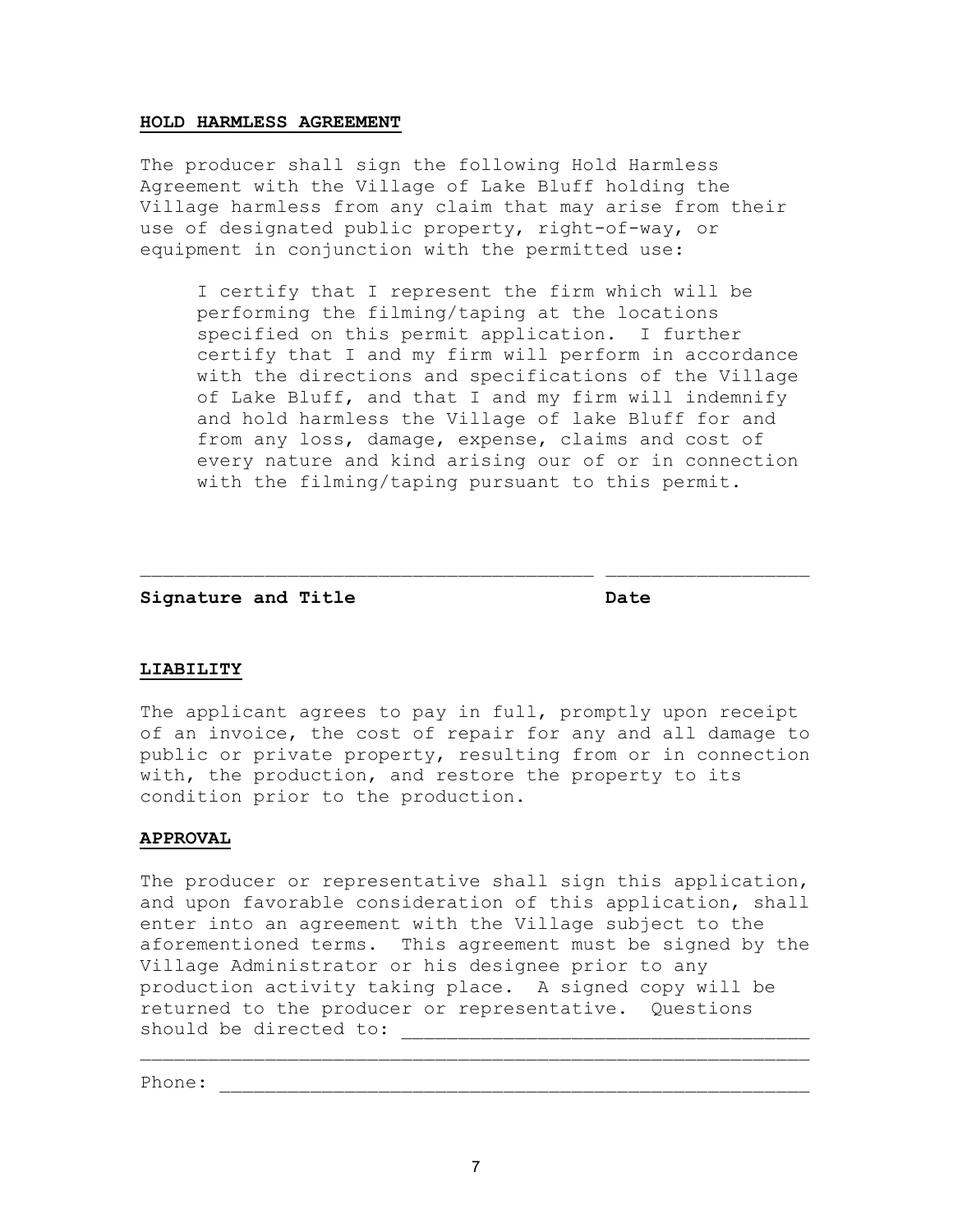**HOLD HARMLESS AGREEMENT**

The producer shall sign the following Hold Harmless Agreement with the Village of Lake Bluff holding the Village harmless from any claim that may arise from their use of designated public property, right-of-way, or equipment in conjunction with the permitted use:

> I certify that I represent the firm which will be performing the filming/taping at the locations specified on this permit application. I further certify that I and my firm will perform in accordance with the directions and specifications of the Village of Lake Bluff, and that I and my firm will indemnify and hold harmless the Village of lake Bluff for and from any loss, damage, expense, claims and cost of every nature and kind arising our of or in connection with the filming/taping pursuant to this permit.

\_\_\_\_\_\_\_\_\_\_\_\_\_\_\_\_\_\_\_\_\_\_\_\_\_\_\_\_\_\_\_\_\_\_\_\_\_\_\_\_ \_\_\_\_\_\_\_\_\_\_\_\_\_\_\_\_\_\_

**Signature and Title** **Date**

**LIABILITY**

The applicant agrees to pay in full, promptly upon receipt of an invoice, the cost of repair for any and all damage to public or private property, resulting from or in connection with, the production, and restore the property to its condition prior to the production.

**APPROVAL**

The producer or representative shall sign this application, and upon favorable consideration of this application, shall enter into an agreement with the Village subject to the aforementioned terms. This agreement must be signed by the Village Administrator or his designee prior to any production activity taking place. A signed copy will be returned to the producer or representative. Questions should be directed to: \_\_\_\_\_\_\_\_\_\_\_\_\_\_\_\_\_\_\_\_\_\_\_\_\_\_\_\_\_\_\_\_\_\_\_
\_\_\_\_\_\_\_\_\_\_\_\_\_\_\_\_\_\_\_\_\_\_\_\_\_\_\_\_\_\_\_\_\_\_\_\_\_\_\_\_\_\_\_\_\_\_\_\_\_\_\_\_\_\_\_\_\_\_\_\_

Phone: \_\_\_\_\_\_\_\_\_\_\_\_\_\_\_\_\_\_\_\_\_\_\_\_\_\_\_\_\_\_\_\_\_\_\_\_\_\_\_\_\_\_\_\_\_\_\_\_\_\_\_\_\_\_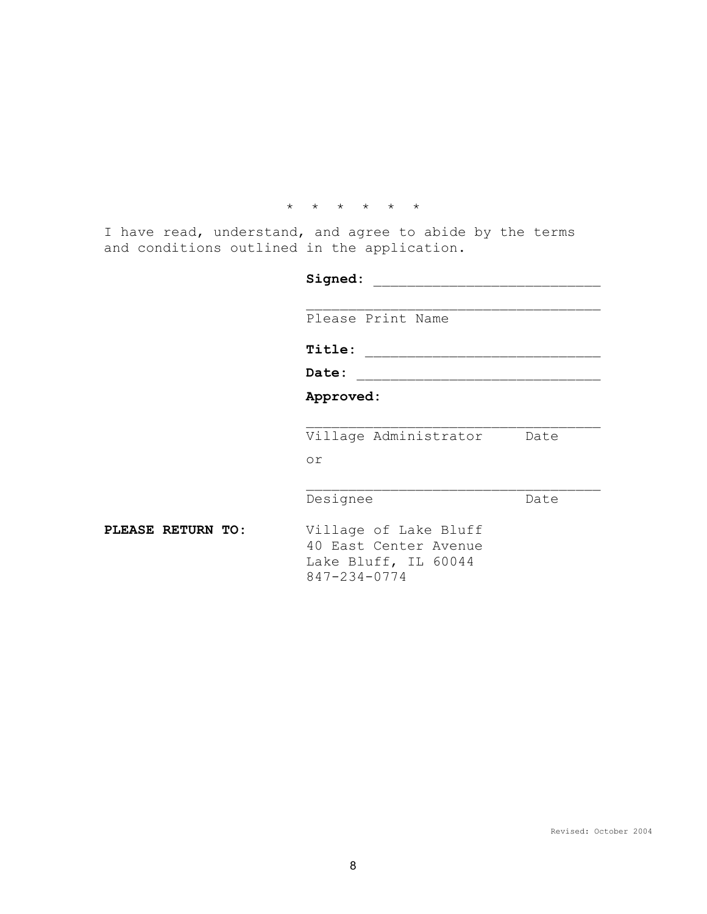\* \* \* \* \* \*

I have read, understand, and agree to abide by the terms and conditions outlined in the application.

**Signed:** ___________________________

___________________________________
Please Print Name

**Title:** ___________________________

**Date:** ____________________________

**Approved:**

___________________________________
Village Administrator     Date

or

___________________________________
Designee                  Date

**PLEASE RETURN TO:**

Village of Lake Bluff
40 East Center Avenue
Lake Bluff, IL 60044
847-234-0774

Revised: October 2004